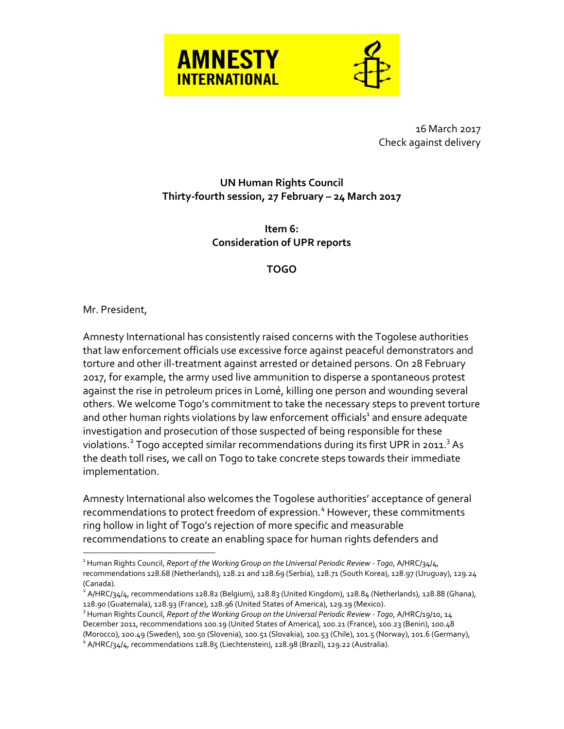AMNESTY INTERNATIONAL

16 March 2017
Check against delivery

**UN Human Rights Council**
**Thirty-fourth session, 27 February – 24 March 2017**

**Item 6:**
**Consideration of UPR reports**

**TOGO**

Mr. President,

Amnesty International has consistently raised concerns with the Togolese authorities that law enforcement officials use excessive force against peaceful demonstrators and torture and other ill-treatment against arrested or detained persons. On 28 February 2017, for example, the army used live ammunition to disperse a spontaneous protest against the rise in petroleum prices in Lomé, killing one person and wounding several others. We welcome Togo's commitment to take the necessary steps to prevent torture and other human rights violations by law enforcement officials[1] and ensure adequate investigation and prosecution of those suspected of being responsible for these violations.[2] Togo accepted similar recommendations during its first UPR in 2011.[3] As the death toll rises, we call on Togo to take concrete steps towards their immediate implementation.

Amnesty International also welcomes the Togolese authorities' acceptance of general recommendations to protect freedom of expression.[4] However, these commitments ring hollow in light of Togo's rejection of more specific and measurable recommendations to create an enabling space for human rights defenders and

---

[1] Human Rights Council, *Report of the Working Group on the Universal Periodic Review - Togo*, A/HRC/34/4, recommendations 128.68 (Netherlands), 128.21 and 128.69 (Serbia), 128.71 (South Korea), 128.97 (Uruguay), 129.24 (Canada).

[2] A/HRC/34/4, recommendations 128.82 (Belgium), 128.83 (United Kingdom), 128.84 (Netherlands), 128.88 (Ghana), 128.90 (Guatemala), 128.93 (France), 128.96 (United States of America), 129.19 (Mexico).

[3] Human Rights Council, *Report of the Working Group on the Universal Periodic Review - Togo*, A/HRC/19/10, 14 December 2011, recommendations 100.19 (United States of America), 100.21 (France), 100.23 (Benin), 100.48 (Morocco), 100.49 (Sweden), 100.50 (Slovenia), 100.51 (Slovakia), 100.53 (Chile), 101.5 (Norway), 101.6 (Germany),

[4] A/HRC/34/4, recommendations 128.85 (Liechtenstein), 128.98 (Brazil), 129.22 (Australia).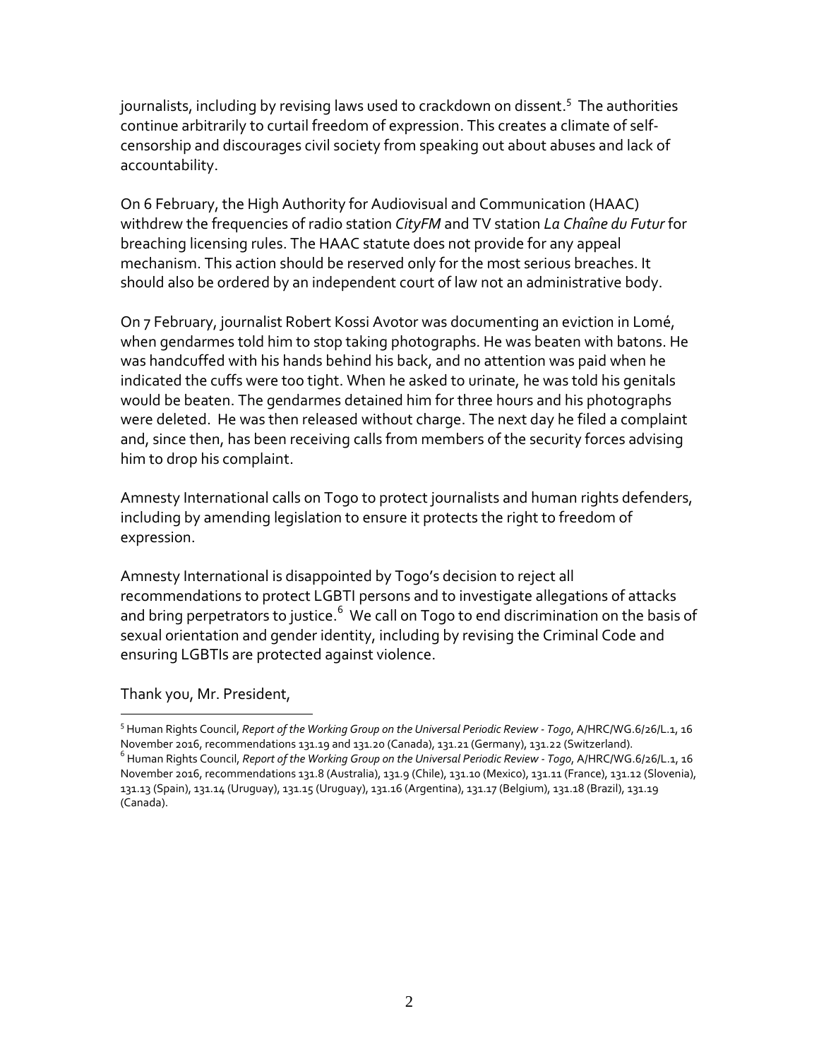journalists, including by revising laws used to crackdown on dissent.[5] The authorities continue arbitrarily to curtail freedom of expression. This creates a climate of self-censorship and discourages civil society from speaking out about abuses and lack of accountability.

On 6 February, the High Authority for Audiovisual and Communication (HAAC) withdrew the frequencies of radio station *CityFM* and TV station *La Chaîne du Futur* for breaching licensing rules. The HAAC statute does not provide for any appeal mechanism. This action should be reserved only for the most serious breaches. It should also be ordered by an independent court of law not an administrative body.

On 7 February, journalist Robert Kossi Avotor was documenting an eviction in Lomé, when gendarmes told him to stop taking photographs. He was beaten with batons. He was handcuffed with his hands behind his back, and no attention was paid when he indicated the cuffs were too tight. When he asked to urinate, he was told his genitals would be beaten. The gendarmes detained him for three hours and his photographs were deleted. He was then released without charge. The next day he filed a complaint and, since then, has been receiving calls from members of the security forces advising him to drop his complaint.

Amnesty International calls on Togo to protect journalists and human rights defenders, including by amending legislation to ensure it protects the right to freedom of expression.

Amnesty International is disappointed by Togo's decision to reject all recommendations to protect LGBTI persons and to investigate allegations of attacks and bring perpetrators to justice.[6] We call on Togo to end discrimination on the basis of sexual orientation and gender identity, including by revising the Criminal Code and ensuring LGBTIs are protected against violence.

Thank you, Mr. President,

---

[5] Human Rights Council, *Report of the Working Group on the Universal Periodic Review - Togo*, A/HRC/WG.6/26/L.1, 16 November 2016, recommendations 131.19 and 131.20 (Canada), 131.21 (Germany), 131.22 (Switzerland).

[6] Human Rights Council, *Report of the Working Group on the Universal Periodic Review - Togo*, A/HRC/WG.6/26/L.1, 16 November 2016, recommendations 131.8 (Australia), 131.9 (Chile), 131.10 (Mexico), 131.11 (France), 131.12 (Slovenia), 131.13 (Spain), 131.14 (Uruguay), 131.15 (Uruguay), 131.16 (Argentina), 131.17 (Belgium), 131.18 (Brazil), 131.19 (Canada).